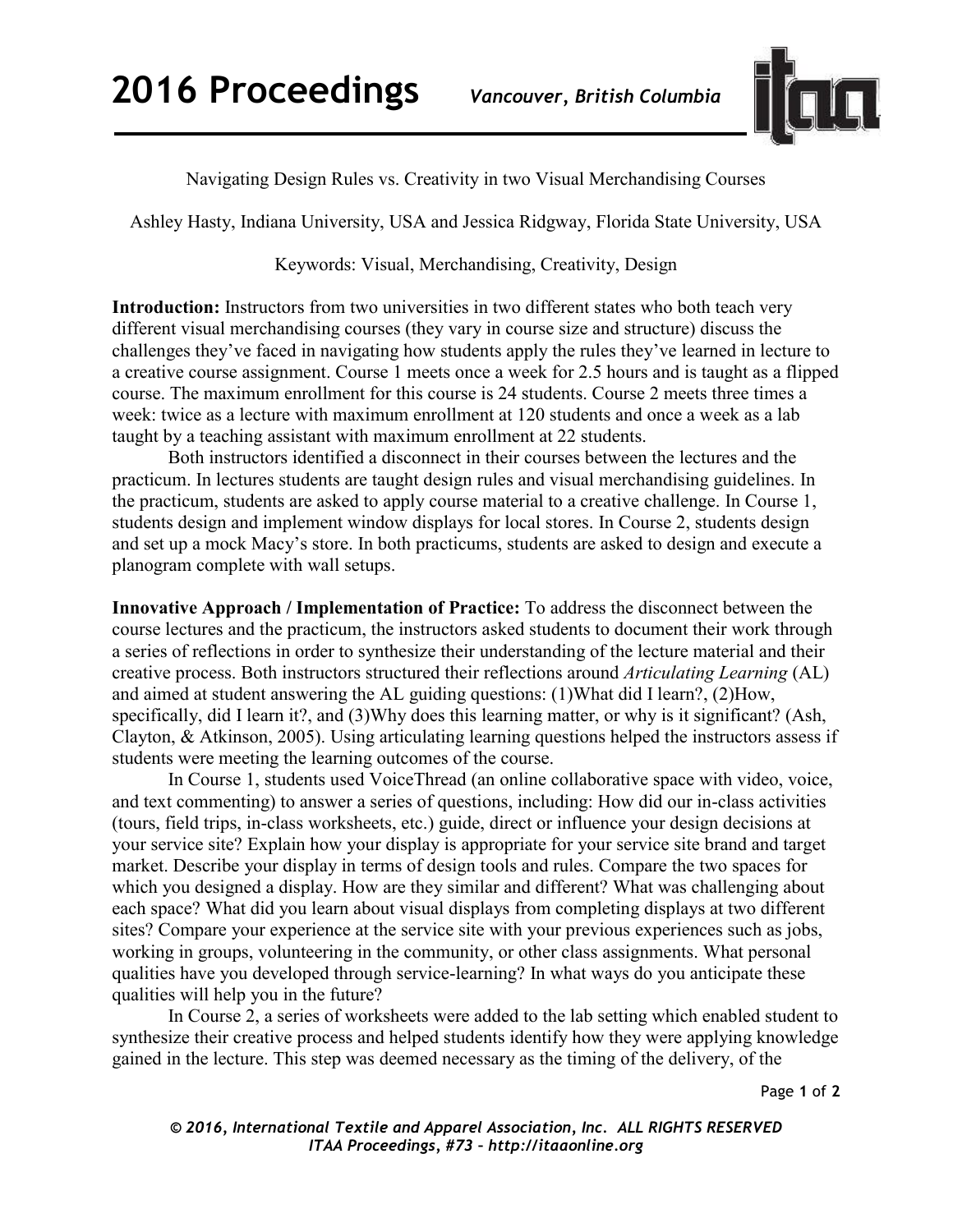Navigating Design Rules vs. Creativity in two Visual Merchandising Courses

Ashley Hasty, Indiana University, USA and Jessica Ridgway, Florida State University, USA

Keywords: Visual, Merchandising, Creativity, Design

**Introduction:** Instructors from two universities in two different states who both teach very different visual merchandising courses (they vary in course size and structure) discuss the challenges they've faced in navigating how students apply the rules they've learned in lecture to a creative course assignment. Course 1 meets once a week for 2.5 hours and is taught as a flipped course. The maximum enrollment for this course is 24 students. Course 2 meets three times a week: twice as a lecture with maximum enrollment at 120 students and once a week as a lab taught by a teaching assistant with maximum enrollment at 22 students.

Both instructors identified a disconnect in their courses between the lectures and the practicum. In lectures students are taught design rules and visual merchandising guidelines. In the practicum, students are asked to apply course material to a creative challenge. In Course 1, students design and implement window displays for local stores. In Course 2, students design and set up a mock Macy's store. In both practicums, students are asked to design and execute a planogram complete with wall setups.

**Innovative Approach / Implementation of Practice:** To address the disconnect between the course lectures and the practicum, the instructors asked students to document their work through a series of reflections in order to synthesize their understanding of the lecture material and their creative process. Both instructors structured their reflections around *Articulating Learning* (AL) and aimed at student answering the AL guiding questions: (1)What did I learn?, (2)How, specifically, did I learn it?, and (3)Why does this learning matter, or why is it significant? (Ash, Clayton, & Atkinson, 2005). Using articulating learning questions helped the instructors assess if students were meeting the learning outcomes of the course.

In Course 1, students used VoiceThread (an online collaborative space with video, voice, and text commenting) to answer a series of questions, including: How did our in-class activities (tours, field trips, in-class worksheets, etc.) guide, direct or influence your design decisions at your service site? Explain how your display is appropriate for your service site brand and target market. Describe your display in terms of design tools and rules. Compare the two spaces for which you designed a display. How are they similar and different? What was challenging about each space? What did you learn about visual displays from completing displays at two different sites? Compare your experience at the service site with your previous experiences such as jobs, working in groups, volunteering in the community, or other class assignments. What personal qualities have you developed through service-learning? In what ways do you anticipate these qualities will help you in the future?

In Course 2, a series of worksheets were added to the lab setting which enabled student to synthesize their creative process and helped students identify how they were applying knowledge gained in the lecture. This step was deemed necessary as the timing of the delivery, of the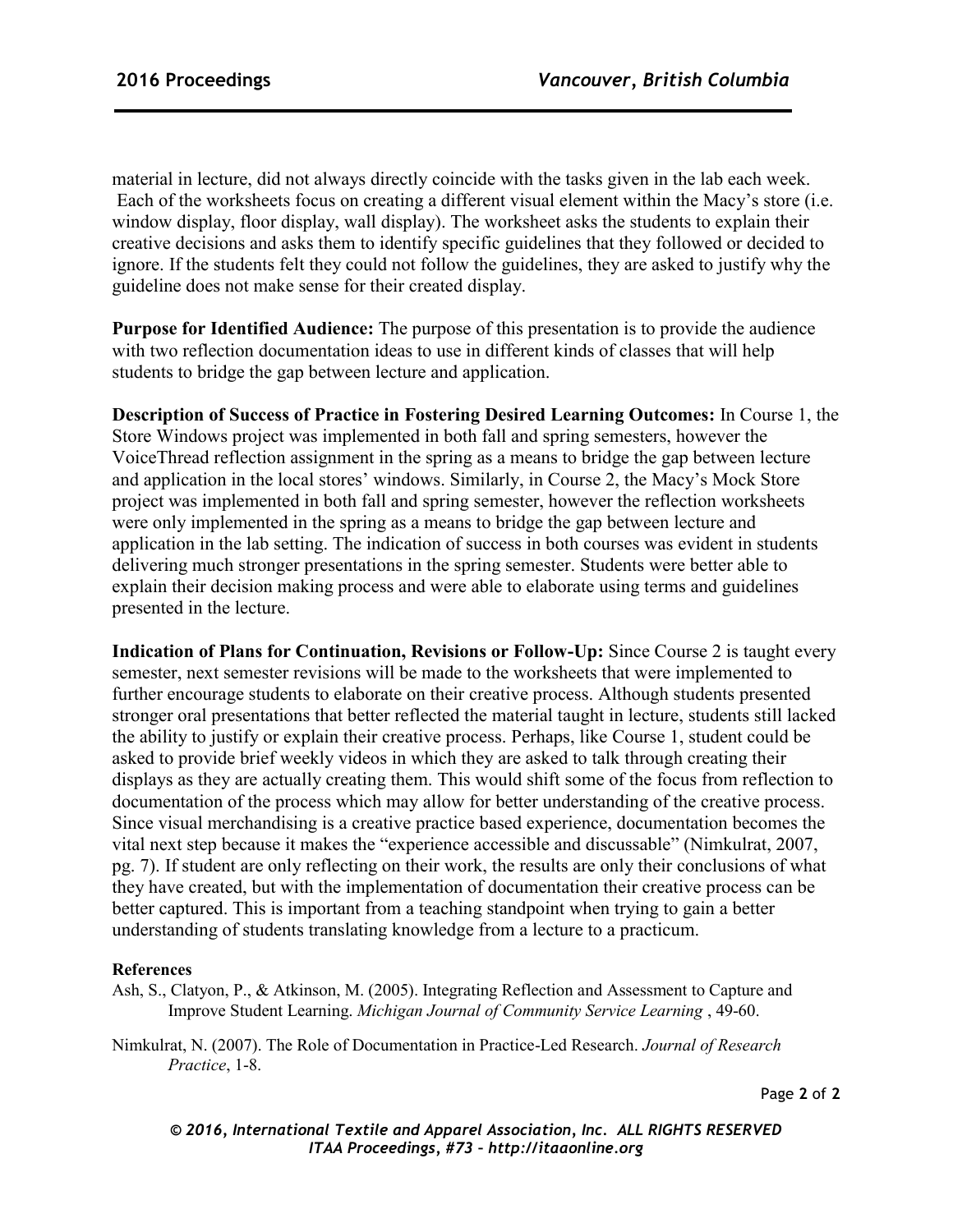material in lecture, did not always directly coincide with the tasks given in the lab each week. Each of the worksheets focus on creating a different visual element within the Macy's store (i.e. window display, floor display, wall display). The worksheet asks the students to explain their creative decisions and asks them to identify specific guidelines that they followed or decided to ignore. If the students felt they could not follow the guidelines, they are asked to justify why the guideline does not make sense for their created display.

**Purpose for Identified Audience:** The purpose of this presentation is to provide the audience with two reflection documentation ideas to use in different kinds of classes that will help students to bridge the gap between lecture and application.

**Description of Success of Practice in Fostering Desired Learning Outcomes:** In Course 1, the Store Windows project was implemented in both fall and spring semesters, however the VoiceThread reflection assignment in the spring as a means to bridge the gap between lecture and application in the local stores' windows. Similarly, in Course 2, the Macy's Mock Store project was implemented in both fall and spring semester, however the reflection worksheets were only implemented in the spring as a means to bridge the gap between lecture and application in the lab setting. The indication of success in both courses was evident in students delivering much stronger presentations in the spring semester. Students were better able to explain their decision making process and were able to elaborate using terms and guidelines presented in the lecture.

**Indication of Plans for Continuation, Revisions or Follow-Up:** Since Course 2 is taught every semester, next semester revisions will be made to the worksheets that were implemented to further encourage students to elaborate on their creative process. Although students presented stronger oral presentations that better reflected the material taught in lecture, students still lacked the ability to justify or explain their creative process. Perhaps, like Course 1, student could be asked to provide brief weekly videos in which they are asked to talk through creating their displays as they are actually creating them. This would shift some of the focus from reflection to documentation of the process which may allow for better understanding of the creative process. Since visual merchandising is a creative practice based experience, documentation becomes the vital next step because it makes the "experience accessible and discussable" (Nimkulrat, 2007, pg. 7). If student are only reflecting on their work, the results are only their conclusions of what they have created, but with the implementation of documentation their creative process can be better captured. This is important from a teaching standpoint when trying to gain a better understanding of students translating knowledge from a lecture to a practicum.

**References**

Ash, S., Clatyon, P., & Atkinson, M. (2005). Integrating Reflection and Assessment to Capture and Improve Student Learning. *Michigan Journal of Community Service Learning* , 49-60.

Nimkulrat, N. (2007). The Role of Documentation in Practice-Led Research. *Journal of Research Practice*, 1-8.